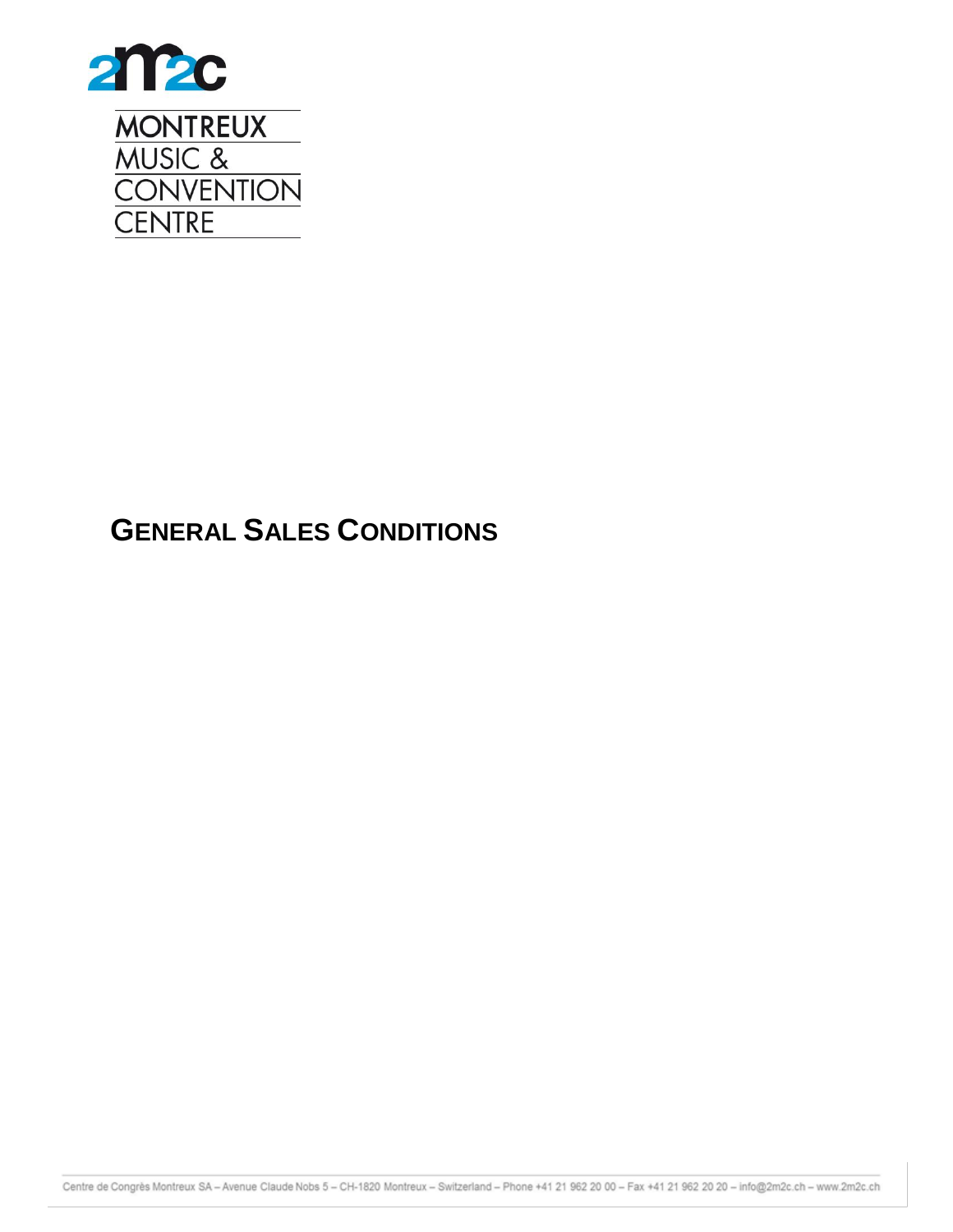MONTREUX
MUSIC &
CONVENTION
CENTRE

# GENERAL SALES CONDITIONS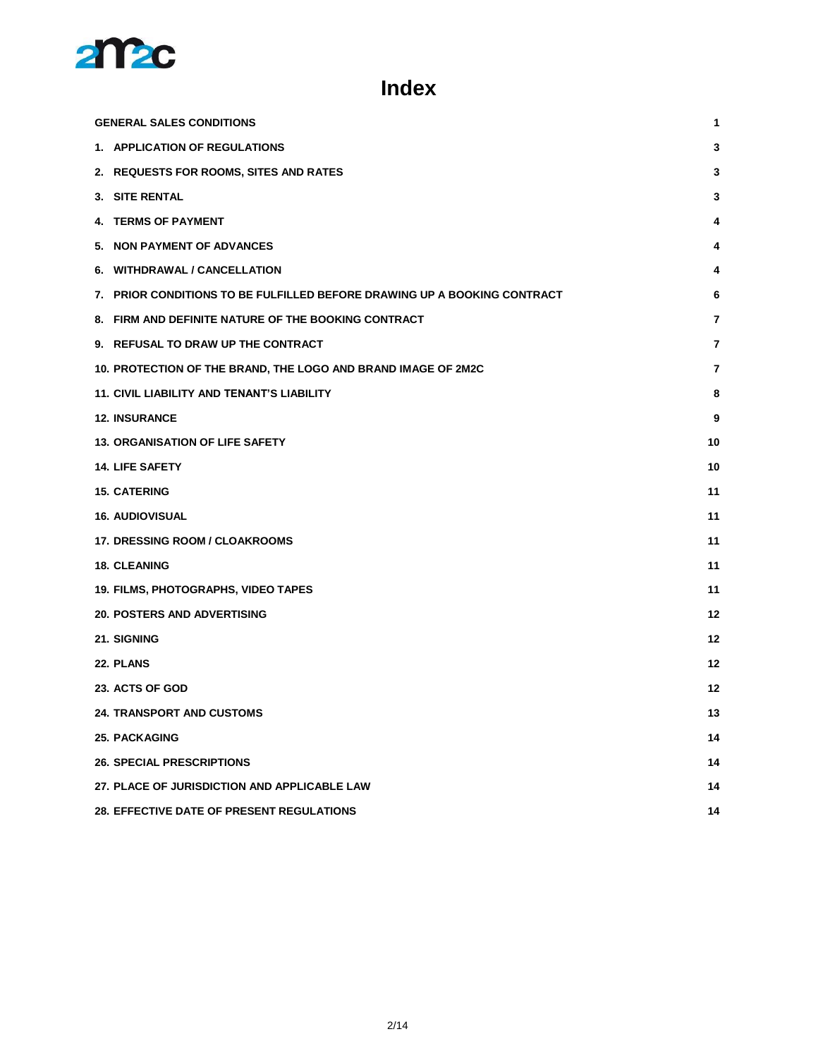# Index

| | |
|---|---|
| **GENERAL SALES CONDITIONS** | **1** |
| **1. APPLICATION OF REGULATIONS** | **3** |
| **2. REQUESTS FOR ROOMS, SITES AND RATES** | **3** |
| **3. SITE RENTAL** | **3** |
| **4. TERMS OF PAYMENT** | **4** |
| **5. NON PAYMENT OF ADVANCES** | **4** |
| **6. WITHDRAWAL / CANCELLATION** | **4** |
| **7. PRIOR CONDITIONS TO BE FULFILLED BEFORE DRAWING UP A BOOKING CONTRACT** | **6** |
| **8. FIRM AND DEFINITE NATURE OF THE BOOKING CONTRACT** | **7** |
| **9. REFUSAL TO DRAW UP THE CONTRACT** | **7** |
| **10. PROTECTION OF THE BRAND, THE LOGO AND BRAND IMAGE OF 2M2C** | **7** |
| **11. CIVIL LIABILITY AND TENANT'S LIABILITY** | **8** |
| **12. INSURANCE** | **9** |
| **13. ORGANISATION OF LIFE SAFETY** | **10** |
| **14. LIFE SAFETY** | **10** |
| **15. CATERING** | **11** |
| **16. AUDIOVISUAL** | **11** |
| **17. DRESSING ROOM / CLOAKROOMS** | **11** |
| **18. CLEANING** | **11** |
| **19. FILMS, PHOTOGRAPHS, VIDEO TAPES** | **11** |
| **20. POSTERS AND ADVERTISING** | **12** |
| **21. SIGNING** | **12** |
| **22. PLANS** | **12** |
| **23. ACTS OF GOD** | **12** |
| **24. TRANSPORT AND CUSTOMS** | **13** |
| **25. PACKAGING** | **14** |
| **26. SPECIAL PRESCRIPTIONS** | **14** |
| **27. PLACE OF JURISDICTION AND APPLICABLE LAW** | **14** |
| **28. EFFECTIVE DATE OF PRESENT REGULATIONS** | **14** |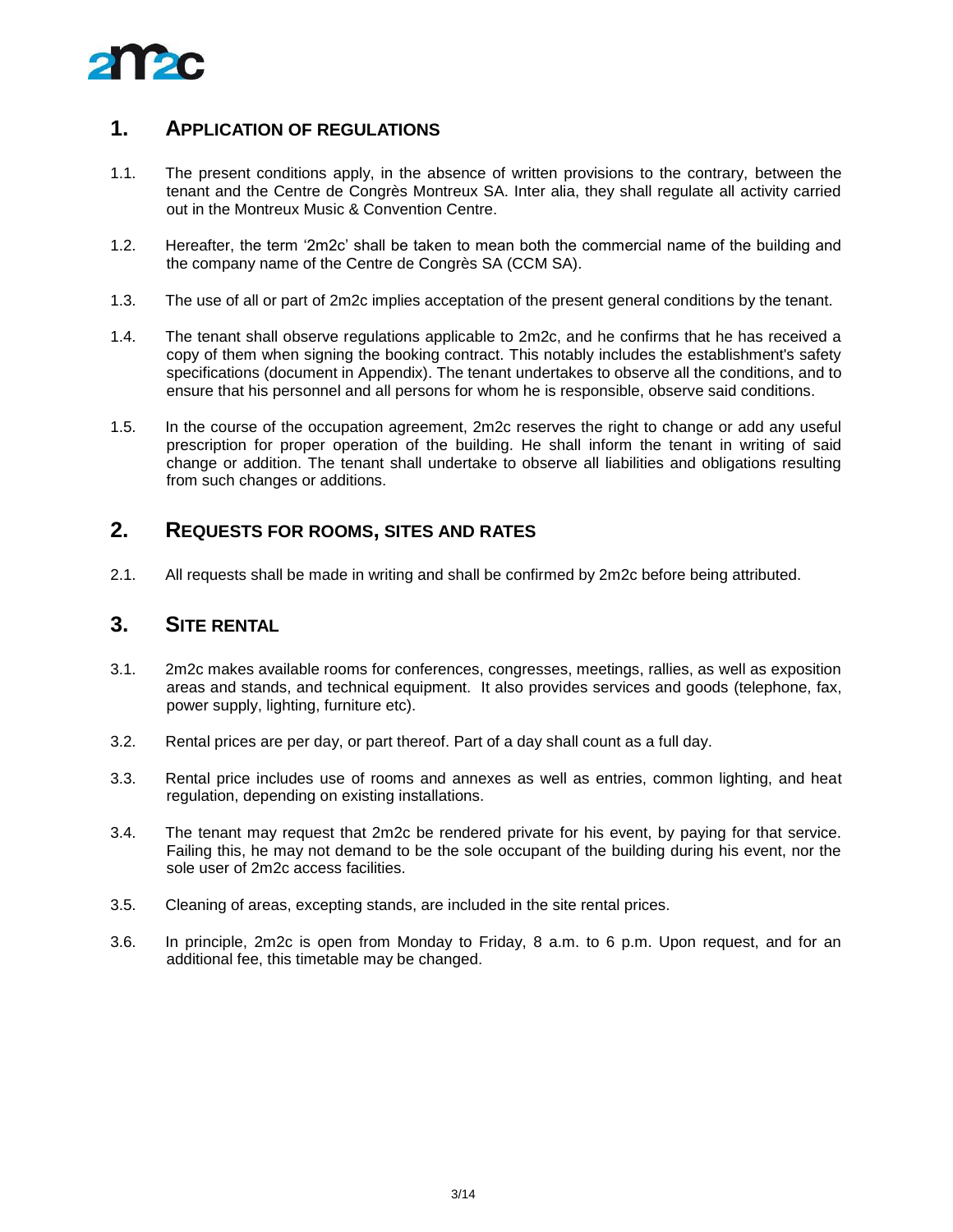## 1. APPLICATION OF REGULATIONS

1.1. The present conditions apply, in the absence of written provisions to the contrary, between the tenant and the Centre de Congrès Montreux SA. Inter alia, they shall regulate all activity carried out in the Montreux Music & Convention Centre.

1.2. Hereafter, the term '2m2c' shall be taken to mean both the commercial name of the building and the company name of the Centre de Congrès SA (CCM SA).

1.3. The use of all or part of 2m2c implies acceptation of the present general conditions by the tenant.

1.4. The tenant shall observe regulations applicable to 2m2c, and he confirms that he has received a copy of them when signing the booking contract. This notably includes the establishment's safety specifications (document in Appendix). The tenant undertakes to observe all the conditions, and to ensure that his personnel and all persons for whom he is responsible, observe said conditions.

1.5. In the course of the occupation agreement, 2m2c reserves the right to change or add any useful prescription for proper operation of the building. He shall inform the tenant in writing of said change or addition. The tenant shall undertake to observe all liabilities and obligations resulting from such changes or additions.

## 2. REQUESTS FOR ROOMS, SITES AND RATES

2.1. All requests shall be made in writing and shall be confirmed by 2m2c before being attributed.

## 3. SITE RENTAL

3.1. 2m2c makes available rooms for conferences, congresses, meetings, rallies, as well as exposition areas and stands, and technical equipment. It also provides services and goods (telephone, fax, power supply, lighting, furniture etc).

3.2. Rental prices are per day, or part thereof. Part of a day shall count as a full day.

3.3. Rental price includes use of rooms and annexes as well as entries, common lighting, and heat regulation, depending on existing installations.

3.4. The tenant may request that 2m2c be rendered private for his event, by paying for that service. Failing this, he may not demand to be the sole occupant of the building during his event, nor the sole user of 2m2c access facilities.

3.5. Cleaning of areas, excepting stands, are included in the site rental prices.

3.6. In principle, 2m2c is open from Monday to Friday, 8 a.m. to 6 p.m. Upon request, and for an additional fee, this timetable may be changed.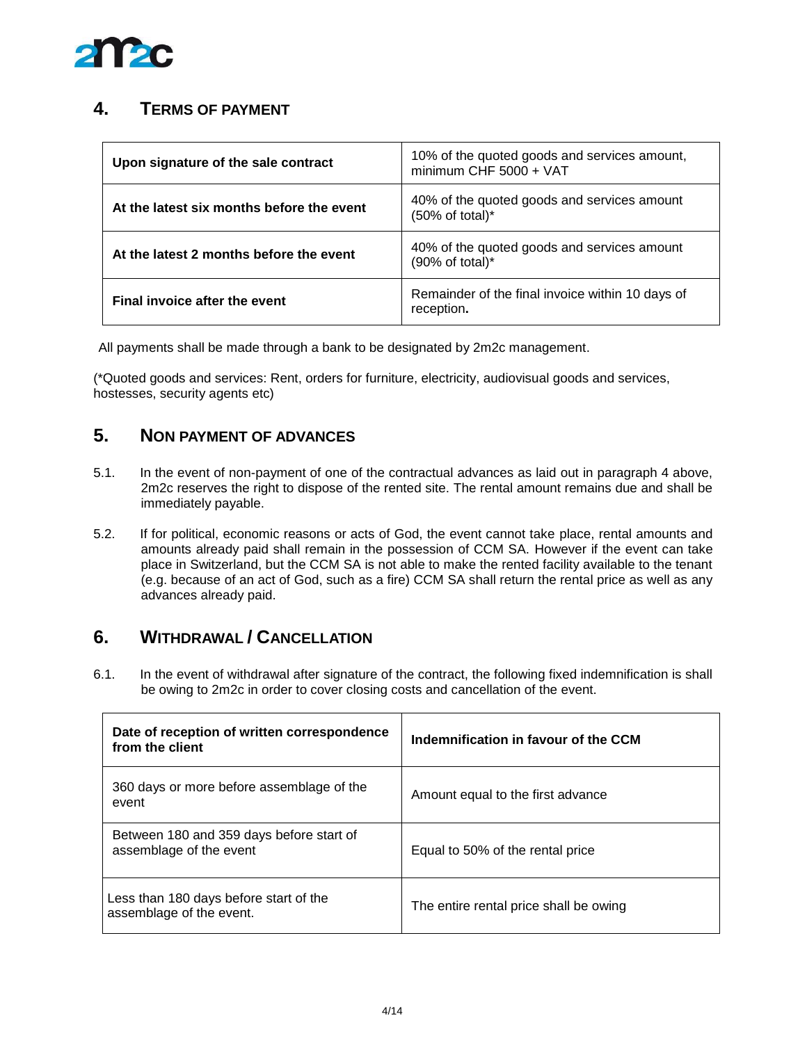## 4. Terms of Payment

| Upon signature of the sale contract | 10% of the quoted goods and services amount, minimum CHF 5000 + VAT |
|---|---|
| **At the latest six months before the event** | 40% of the quoted goods and services amount (50% of total)* |
| **At the latest 2 months before the event** | 40% of the quoted goods and services amount (90% of total)* |
| **Final invoice after the event** | Remainder of the final invoice within 10 days of reception**.** |

All payments shall be made through a bank to be designated by 2m2c management.

(*Quoted goods and services: Rent, orders for furniture, electricity, audiovisual goods and services, hostesses, security agents etc)

## 5. Non Payment of Advances

5.1. In the event of non-payment of one of the contractual advances as laid out in paragraph 4 above, 2m2c reserves the right to dispose of the rented site. The rental amount remains due and shall be immediately payable.

5.2. If for political, economic reasons or acts of God, the event cannot take place, rental amounts and amounts already paid shall remain in the possession of CCM SA. However if the event can take place in Switzerland, but the CCM SA is not able to make the rented facility available to the tenant (e.g. because of an act of God, such as a fire) CCM SA shall return the rental price as well as any advances already paid.

## 6. Withdrawal / Cancellation

6.1. In the event of withdrawal after signature of the contract, the following fixed indemnification is shall be owing to 2m2c in order to cover closing costs and cancellation of the event.

| Date of reception of written correspondence from the client | Indemnification in favour of the CCM |
|---|---|
| 360 days or more before assemblage of the event | Amount equal to the first advance |
| Between 180 and 359 days before start of assemblage of the event | Equal to 50% of the rental price |
| Less than 180 days before start of the assemblage of the event. | The entire rental price shall be owing |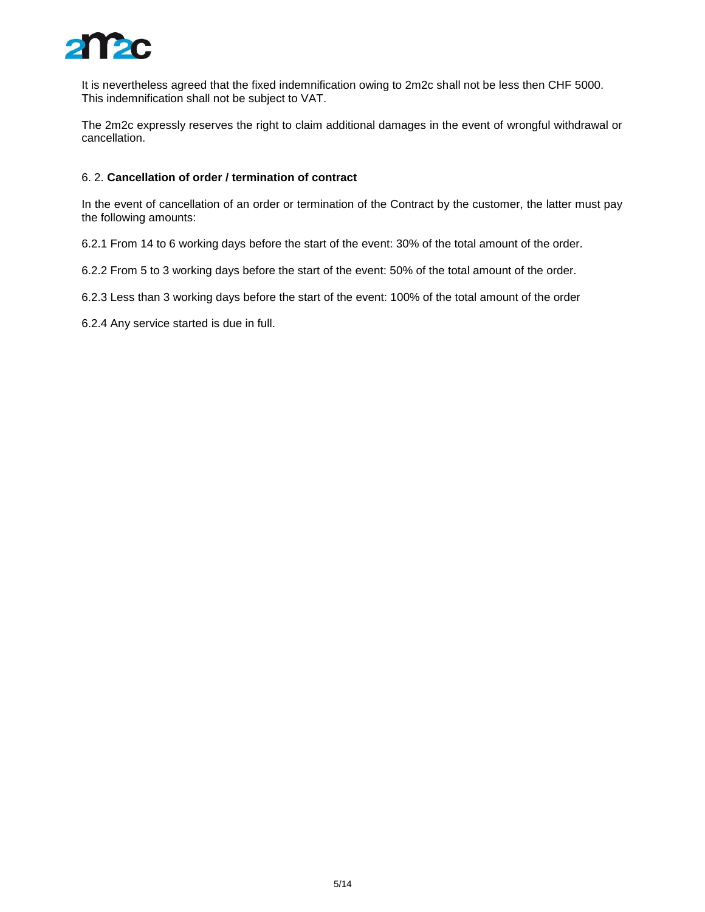It is nevertheless agreed that the fixed indemnification owing to 2m2c shall not be less then CHF 5000. This indemnification shall not be subject to VAT.

The 2m2c expressly reserves the right to claim additional damages in the event of wrongful withdrawal or cancellation.

### 6. 2. **Cancellation of order / termination of contract**

In the event of cancellation of an order or termination of the Contract by the customer, the latter must pay the following amounts:

6.2.1 From 14 to 6 working days before the start of the event: 30% of the total amount of the order.

6.2.2 From 5 to 3 working days before the start of the event: 50% of the total amount of the order.

6.2.3 Less than 3 working days before the start of the event: 100% of the total amount of the order

6.2.4 Any service started is due in full.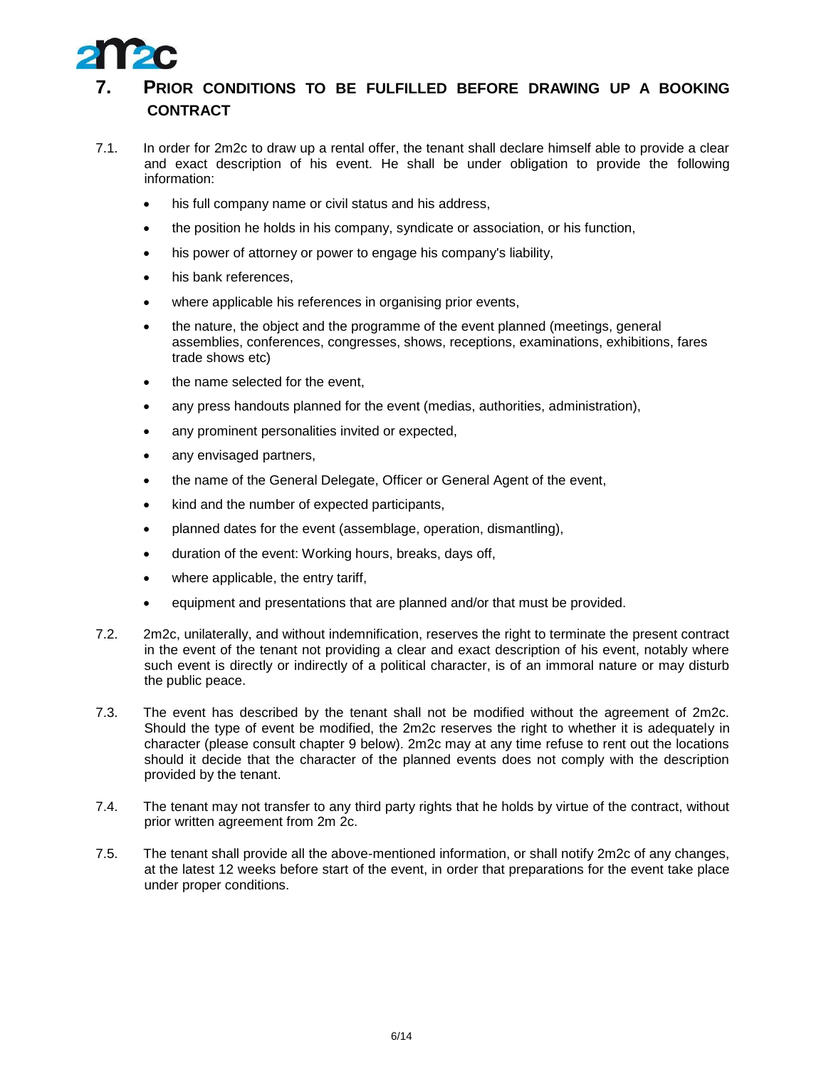## 7. PRIOR CONDITIONS TO BE FULFILLED BEFORE DRAWING UP A BOOKING CONTRACT

7.1. In order for 2m2c to draw up a rental offer, the tenant shall declare himself able to provide a clear and exact description of his event. He shall be under obligation to provide the following information:

- his full company name or civil status and his address,
- the position he holds in his company, syndicate or association, or his function,
- his power of attorney or power to engage his company's liability,
- his bank references,
- where applicable his references in organising prior events,
- the nature, the object and the programme of the event planned (meetings, general assemblies, conferences, congresses, shows, receptions, examinations, exhibitions, fares trade shows etc)
- the name selected for the event,
- any press handouts planned for the event (medias, authorities, administration),
- any prominent personalities invited or expected,
- any envisaged partners,
- the name of the General Delegate, Officer or General Agent of the event,
- kind and the number of expected participants,
- planned dates for the event (assemblage, operation, dismantling),
- duration of the event: Working hours, breaks, days off,
- where applicable, the entry tariff,
- equipment and presentations that are planned and/or that must be provided.

7.2. 2m2c, unilaterally, and without indemnification, reserves the right to terminate the present contract in the event of the tenant not providing a clear and exact description of his event, notably where such event is directly or indirectly of a political character, is of an immoral nature or may disturb the public peace.

7.3. The event has described by the tenant shall not be modified without the agreement of 2m2c. Should the type of event be modified, the 2m2c reserves the right to whether it is adequately in character (please consult chapter 9 below). 2m2c may at any time refuse to rent out the locations should it decide that the character of the planned events does not comply with the description provided by the tenant.

7.4. The tenant may not transfer to any third party rights that he holds by virtue of the contract, without prior written agreement from 2m 2c.

7.5. The tenant shall provide all the above-mentioned information, or shall notify 2m2c of any changes, at the latest 12 weeks before start of the event, in order that preparations for the event take place under proper conditions.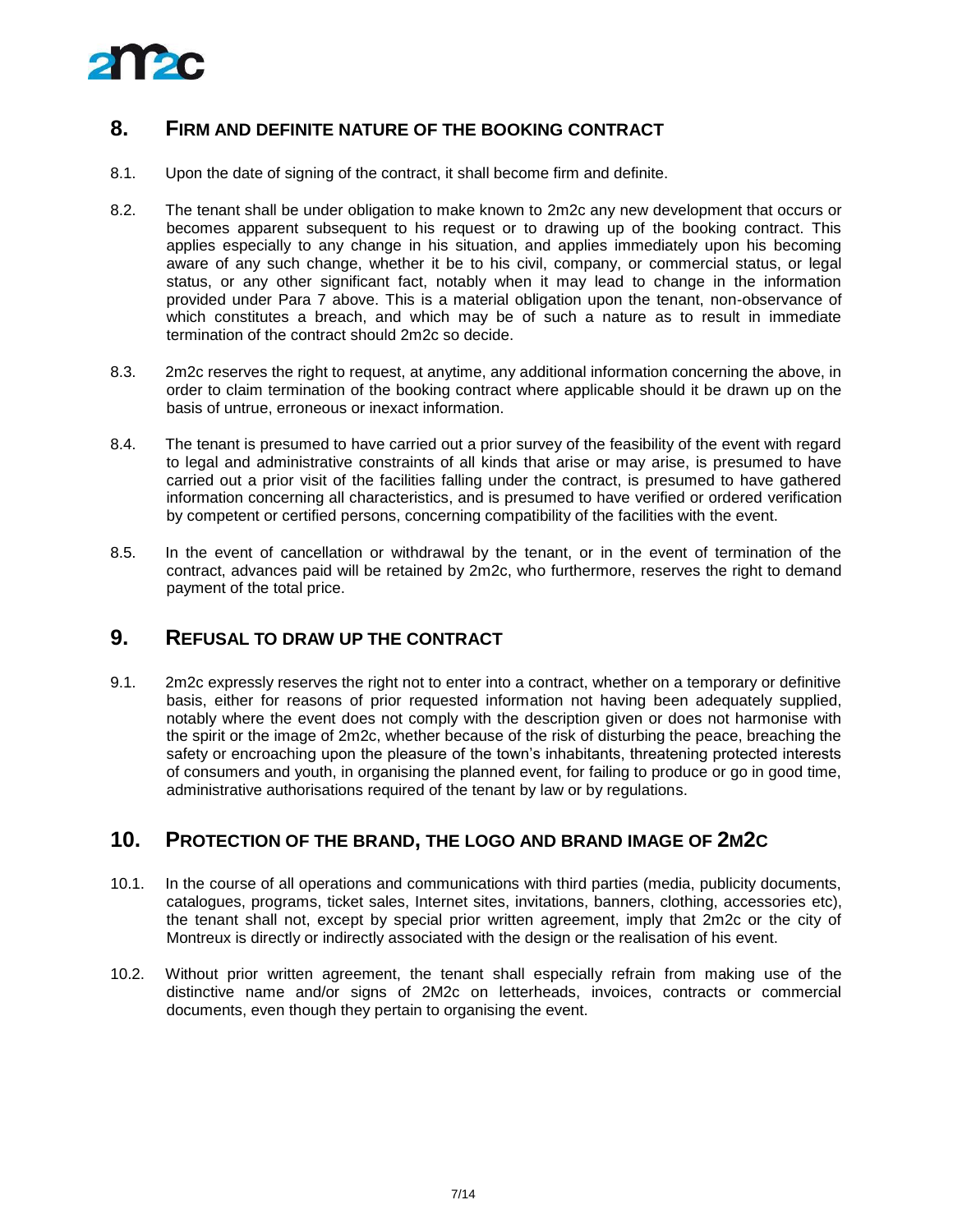## 8. FIRM AND DEFINITE NATURE OF THE BOOKING CONTRACT

8.1. Upon the date of signing of the contract, it shall become firm and definite.

8.2. The tenant shall be under obligation to make known to 2m2c any new development that occurs or becomes apparent subsequent to his request or to drawing up of the booking contract. This applies especially to any change in his situation, and applies immediately upon his becoming aware of any such change, whether it be to his civil, company, or commercial status, or legal status, or any other significant fact, notably when it may lead to change in the information provided under Para 7 above. This is a material obligation upon the tenant, non-observance of which constitutes a breach, and which may be of such a nature as to result in immediate termination of the contract should 2m2c so decide.

8.3. 2m2c reserves the right to request, at anytime, any additional information concerning the above, in order to claim termination of the booking contract where applicable should it be drawn up on the basis of untrue, erroneous or inexact information.

8.4. The tenant is presumed to have carried out a prior survey of the feasibility of the event with regard to legal and administrative constraints of all kinds that arise or may arise, is presumed to have carried out a prior visit of the facilities falling under the contract, is presumed to have gathered information concerning all characteristics, and is presumed to have verified or ordered verification by competent or certified persons, concerning compatibility of the facilities with the event.

8.5. In the event of cancellation or withdrawal by the tenant, or in the event of termination of the contract, advances paid will be retained by 2m2c, who furthermore, reserves the right to demand payment of the total price.

## 9. REFUSAL TO DRAW UP THE CONTRACT

9.1. 2m2c expressly reserves the right not to enter into a contract, whether on a temporary or definitive basis, either for reasons of prior requested information not having been adequately supplied, notably where the event does not comply with the description given or does not harmonise with the spirit or the image of 2m2c, whether because of the risk of disturbing the peace, breaching the safety or encroaching upon the pleasure of the town's inhabitants, threatening protected interests of consumers and youth, in organising the planned event, for failing to produce or go in good time, administrative authorisations required of the tenant by law or by regulations.

## 10. PROTECTION OF THE BRAND, THE LOGO AND BRAND IMAGE OF 2M2C

10.1. In the course of all operations and communications with third parties (media, publicity documents, catalogues, programs, ticket sales, Internet sites, invitations, banners, clothing, accessories etc), the tenant shall not, except by special prior written agreement, imply that 2m2c or the city of Montreux is directly or indirectly associated with the design or the realisation of his event.

10.2. Without prior written agreement, the tenant shall especially refrain from making use of the distinctive name and/or signs of 2M2c on letterheads, invoices, contracts or commercial documents, even though they pertain to organising the event.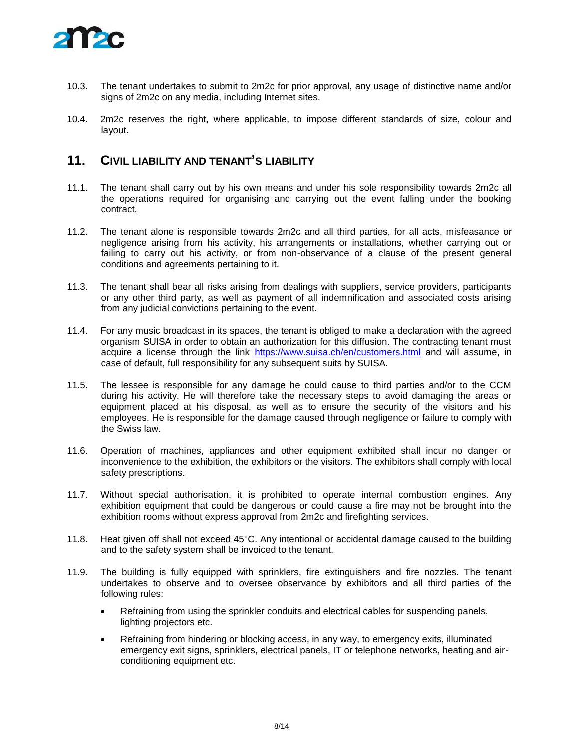10.3. The tenant undertakes to submit to 2m2c for prior approval, any usage of distinctive name and/or signs of 2m2c on any media, including Internet sites.

10.4. 2m2c reserves the right, where applicable, to impose different standards of size, colour and layout.

## 11. CIVIL LIABILITY AND TENANT'S LIABILITY

11.1. The tenant shall carry out by his own means and under his sole responsibility towards 2m2c all the operations required for organising and carrying out the event falling under the booking contract.

11.2. The tenant alone is responsible towards 2m2c and all third parties, for all acts, misfeasance or negligence arising from his activity, his arrangements or installations, whether carrying out or failing to carry out his activity, or from non-observance of a clause of the present general conditions and agreements pertaining to it.

11.3. The tenant shall bear all risks arising from dealings with suppliers, service providers, participants or any other third party, as well as payment of all indemnification and associated costs arising from any judicial convictions pertaining to the event.

11.4. For any music broadcast in its spaces, the tenant is obliged to make a declaration with the agreed organism SUISA in order to obtain an authorization for this diffusion. The contracting tenant must acquire a license through the link [https://www.suisa.ch/en/customers.html](https://www.suisa.ch/en/customers.html) and will assume, in case of default, full responsibility for any subsequent suits by SUISA.

11.5. The lessee is responsible for any damage he could cause to third parties and/or to the CCM during his activity. He will therefore take the necessary steps to avoid damaging the areas or equipment placed at his disposal, as well as to ensure the security of the visitors and his employees. He is responsible for the damage caused through negligence or failure to comply with the Swiss law.

11.6. Operation of machines, appliances and other equipment exhibited shall incur no danger or inconvenience to the exhibition, the exhibitors or the visitors. The exhibitors shall comply with local safety prescriptions.

11.7. Without special authorisation, it is prohibited to operate internal combustion engines. Any exhibition equipment that could be dangerous or could cause a fire may not be brought into the exhibition rooms without express approval from 2m2c and firefighting services.

11.8. Heat given off shall not exceed 45°C. Any intentional or accidental damage caused to the building and to the safety system shall be invoiced to the tenant.

11.9. The building is fully equipped with sprinklers, fire extinguishers and fire nozzles. The tenant undertakes to observe and to oversee observance by exhibitors and all third parties of the following rules:

- Refraining from using the sprinkler conduits and electrical cables for suspending panels, lighting projectors etc.
- Refraining from hindering or blocking access, in any way, to emergency exits, illuminated emergency exit signs, sprinklers, electrical panels, IT or telephone networks, heating and air-conditioning equipment etc.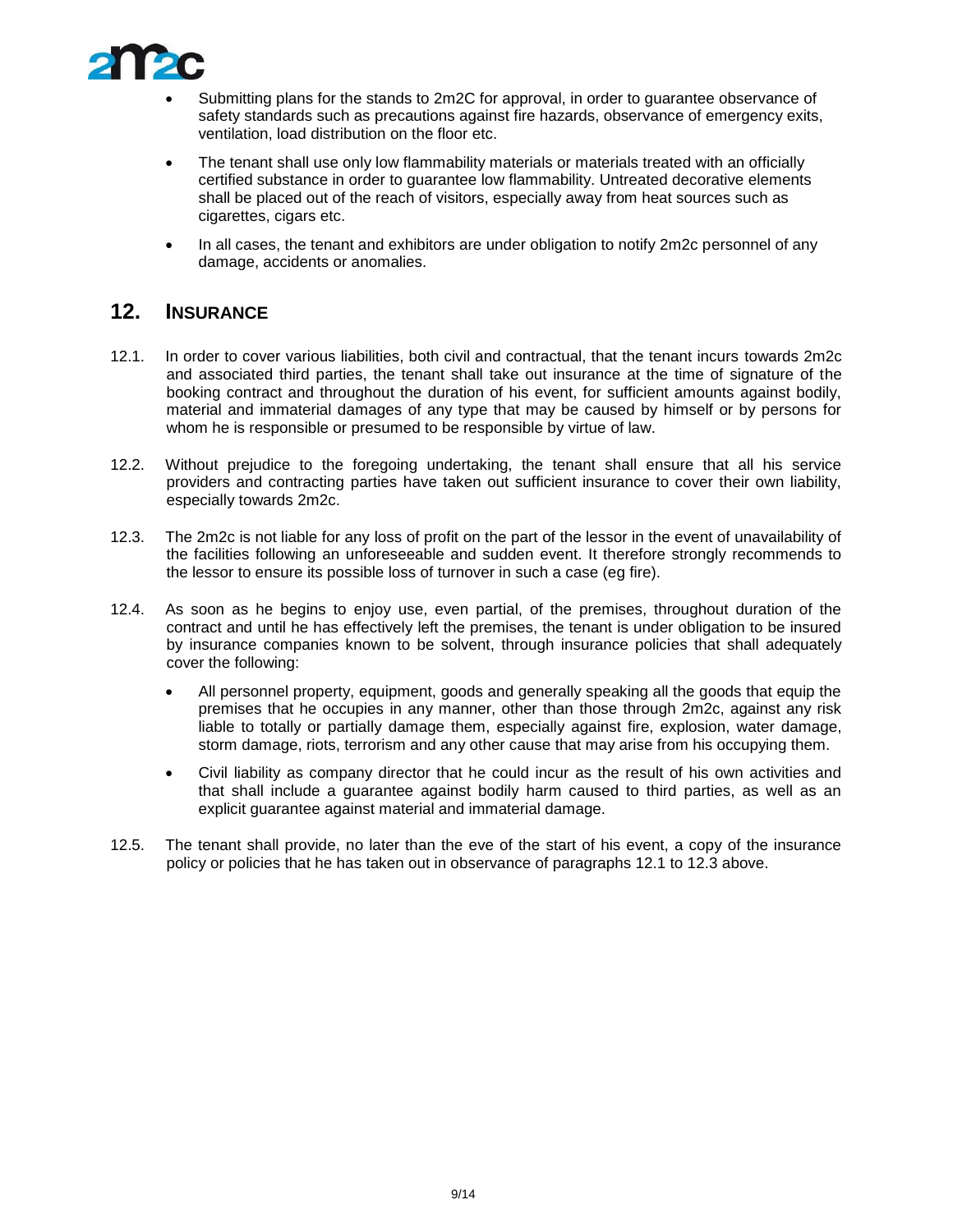- Submitting plans for the stands to 2m2C for approval, in order to guarantee observance of safety standards such as precautions against fire hazards, observance of emergency exits, ventilation, load distribution on the floor etc.
- The tenant shall use only low flammability materials or materials treated with an officially certified substance in order to guarantee low flammability. Untreated decorative elements shall be placed out of the reach of visitors, especially away from heat sources such as cigarettes, cigars etc.
- In all cases, the tenant and exhibitors are under obligation to notify 2m2c personnel of any damage, accidents or anomalies.

## 12. INSURANCE

12.1. In order to cover various liabilities, both civil and contractual, that the tenant incurs towards 2m2c and associated third parties, the tenant shall take out insurance at the time of signature of the booking contract and throughout the duration of his event, for sufficient amounts against bodily, material and immaterial damages of any type that may be caused by himself or by persons for whom he is responsible or presumed to be responsible by virtue of law.

12.2. Without prejudice to the foregoing undertaking, the tenant shall ensure that all his service providers and contracting parties have taken out sufficient insurance to cover their own liability, especially towards 2m2c.

12.3. The 2m2c is not liable for any loss of profit on the part of the lessor in the event of unavailability of the facilities following an unforeseeable and sudden event. It therefore strongly recommends to the lessor to ensure its possible loss of turnover in such a case (eg fire).

12.4. As soon as he begins to enjoy use, even partial, of the premises, throughout duration of the contract and until he has effectively left the premises, the tenant is under obligation to be insured by insurance companies known to be solvent, through insurance policies that shall adequately cover the following:

- All personnel property, equipment, goods and generally speaking all the goods that equip the premises that he occupies in any manner, other than those through 2m2c, against any risk liable to totally or partially damage them, especially against fire, explosion, water damage, storm damage, riots, terrorism and any other cause that may arise from his occupying them.
- Civil liability as company director that he could incur as the result of his own activities and that shall include a guarantee against bodily harm caused to third parties, as well as an explicit guarantee against material and immaterial damage.

12.5. The tenant shall provide, no later than the eve of the start of his event, a copy of the insurance policy or policies that he has taken out in observance of paragraphs 12.1 to 12.3 above.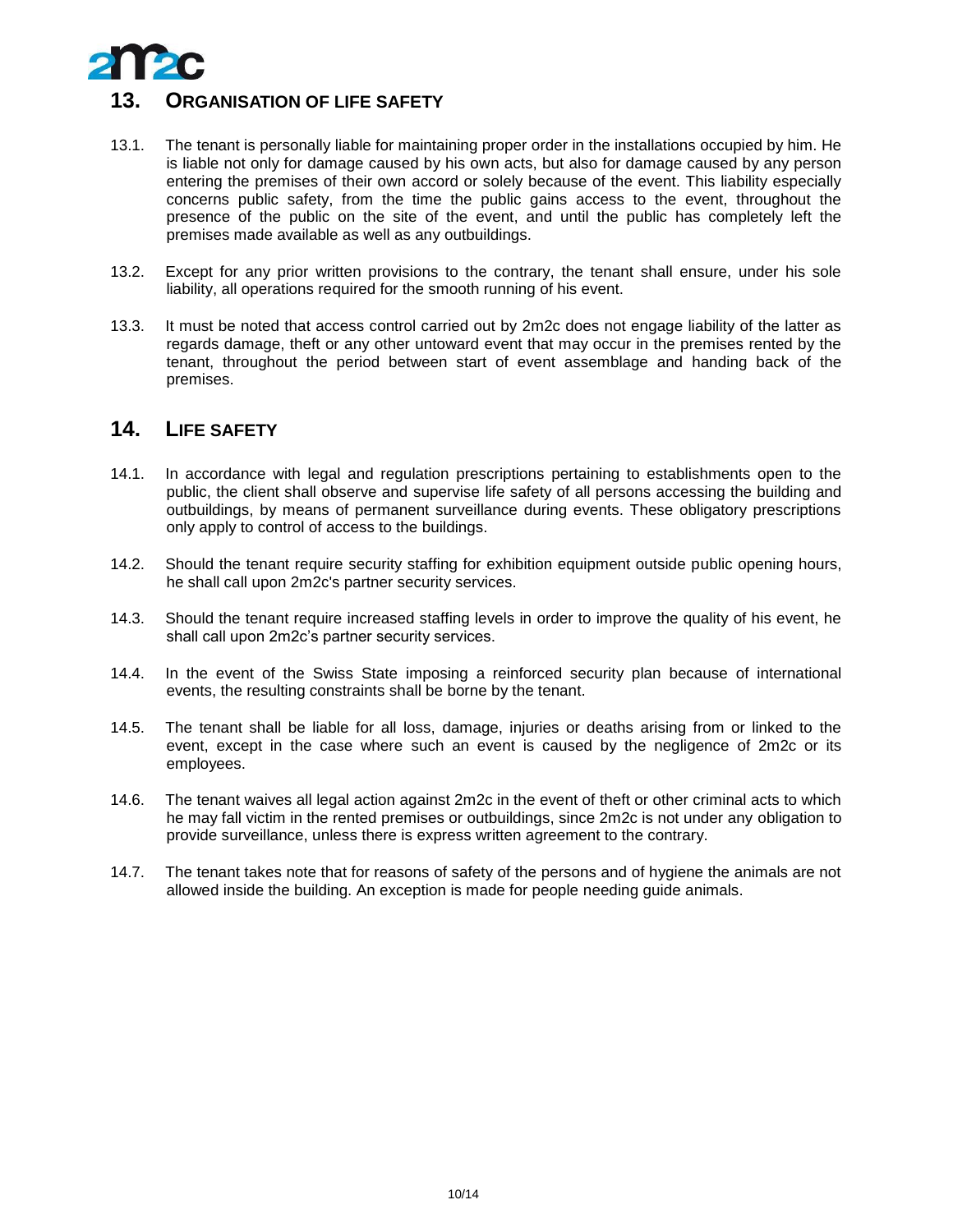## 13. ORGANISATION OF LIFE SAFETY

13.1. The tenant is personally liable for maintaining proper order in the installations occupied by him. He is liable not only for damage caused by his own acts, but also for damage caused by any person entering the premises of their own accord or solely because of the event. This liability especially concerns public safety, from the time the public gains access to the event, throughout the presence of the public on the site of the event, and until the public has completely left the premises made available as well as any outbuildings.

13.2. Except for any prior written provisions to the contrary, the tenant shall ensure, under his sole liability, all operations required for the smooth running of his event.

13.3. It must be noted that access control carried out by 2m2c does not engage liability of the latter as regards damage, theft or any other untoward event that may occur in the premises rented by the tenant, throughout the period between start of event assemblage and handing back of the premises.

## 14. LIFE SAFETY

14.1. In accordance with legal and regulation prescriptions pertaining to establishments open to the public, the client shall observe and supervise life safety of all persons accessing the building and outbuildings, by means of permanent surveillance during events. These obligatory prescriptions only apply to control of access to the buildings.

14.2. Should the tenant require security staffing for exhibition equipment outside public opening hours, he shall call upon 2m2c's partner security services.

14.3. Should the tenant require increased staffing levels in order to improve the quality of his event, he shall call upon 2m2c's partner security services.

14.4. In the event of the Swiss State imposing a reinforced security plan because of international events, the resulting constraints shall be borne by the tenant.

14.5. The tenant shall be liable for all loss, damage, injuries or deaths arising from or linked to the event, except in the case where such an event is caused by the negligence of 2m2c or its employees.

14.6. The tenant waives all legal action against 2m2c in the event of theft or other criminal acts to which he may fall victim in the rented premises or outbuildings, since 2m2c is not under any obligation to provide surveillance, unless there is express written agreement to the contrary.

14.7. The tenant takes note that for reasons of safety of the persons and of hygiene the animals are not allowed inside the building. An exception is made for people needing guide animals.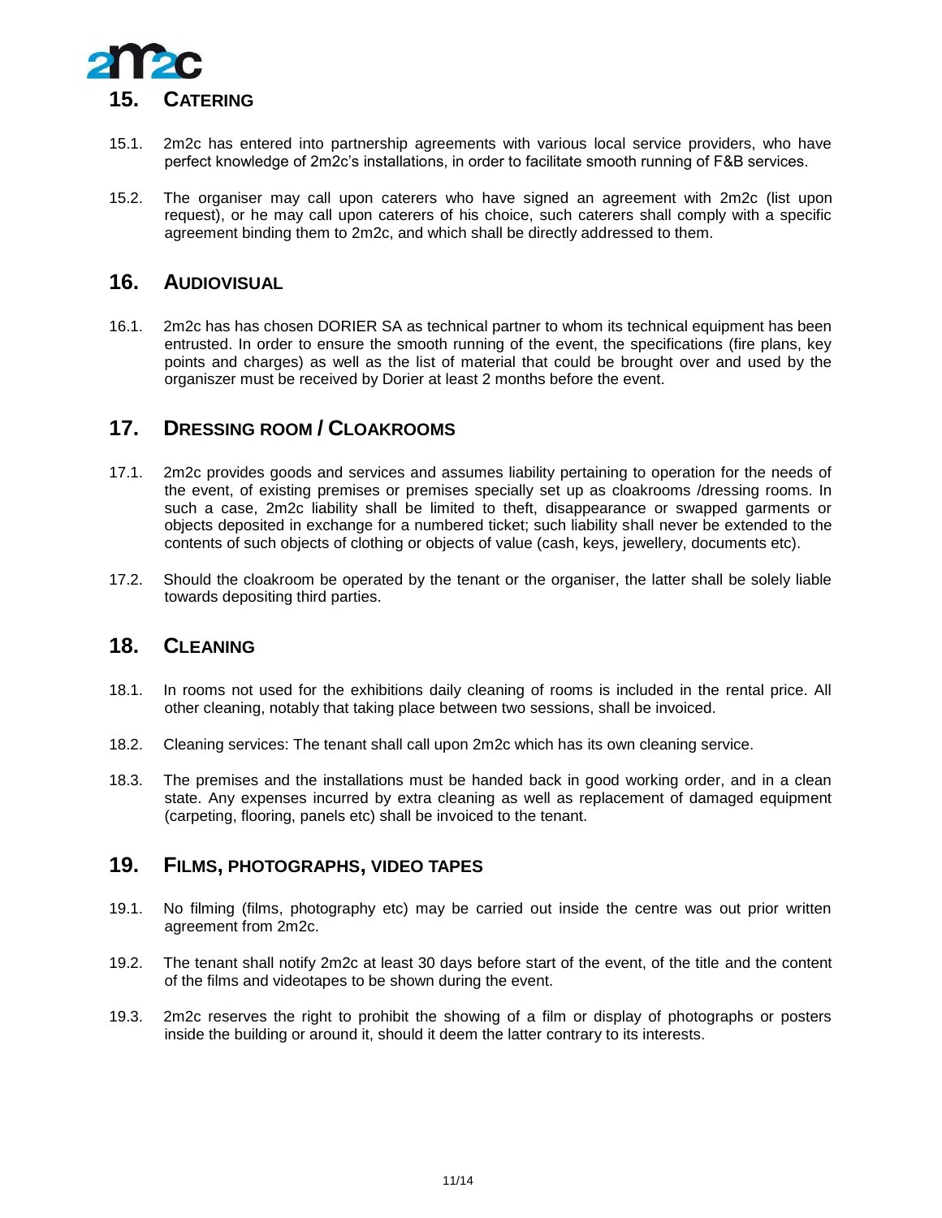## 15. CATERING

15.1. 2m2c has entered into partnership agreements with various local service providers, who have perfect knowledge of 2m2c's installations, in order to facilitate smooth running of F&B services.

15.2. The organiser may call upon caterers who have signed an agreement with 2m2c (list upon request), or he may call upon caterers of his choice, such caterers shall comply with a specific agreement binding them to 2m2c, and which shall be directly addressed to them.

## 16. AUDIOVISUAL

16.1. 2m2c has has chosen DORIER SA as technical partner to whom its technical equipment has been entrusted. In order to ensure the smooth running of the event, the specifications (fire plans, key points and charges) as well as the list of material that could be brought over and used by the organiszer must be received by Dorier at least 2 months before the event.

## 17. DRESSING ROOM / CLOAKROOMS

17.1. 2m2c provides goods and services and assumes liability pertaining to operation for the needs of the event, of existing premises or premises specially set up as cloakrooms /dressing rooms. In such a case, 2m2c liability shall be limited to theft, disappearance or swapped garments or objects deposited in exchange for a numbered ticket; such liability shall never be extended to the contents of such objects of clothing or objects of value (cash, keys, jewellery, documents etc).

17.2. Should the cloakroom be operated by the tenant or the organiser, the latter shall be solely liable towards depositing third parties.

## 18. CLEANING

18.1. In rooms not used for the exhibitions daily cleaning of rooms is included in the rental price. All other cleaning, notably that taking place between two sessions, shall be invoiced.

18.2. Cleaning services: The tenant shall call upon 2m2c which has its own cleaning service.

18.3. The premises and the installations must be handed back in good working order, and in a clean state. Any expenses incurred by extra cleaning as well as replacement of damaged equipment (carpeting, flooring, panels etc) shall be invoiced to the tenant.

## 19. FILMS, PHOTOGRAPHS, VIDEO TAPES

19.1. No filming (films, photography etc) may be carried out inside the centre was out prior written agreement from 2m2c.

19.2. The tenant shall notify 2m2c at least 30 days before start of the event, of the title and the content of the films and videotapes to be shown during the event.

19.3. 2m2c reserves the right to prohibit the showing of a film or display of photographs or posters inside the building or around it, should it deem the latter contrary to its interests.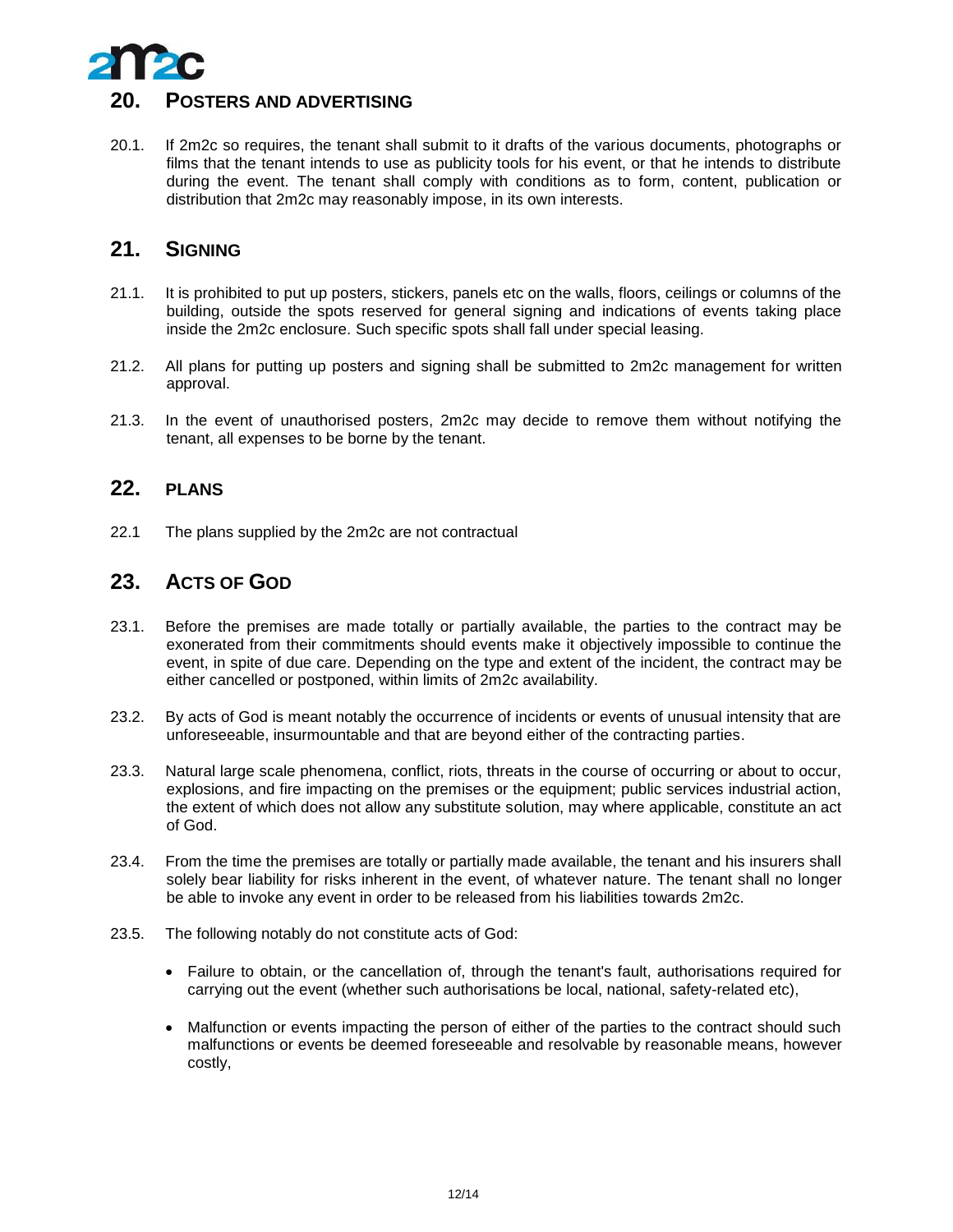## 20. Posters and advertising

20.1. If 2m2c so requires, the tenant shall submit to it drafts of the various documents, photographs or films that the tenant intends to use as publicity tools for his event, or that he intends to distribute during the event. The tenant shall comply with conditions as to form, content, publication or distribution that 2m2c may reasonably impose, in its own interests.

## 21. Signing

21.1. It is prohibited to put up posters, stickers, panels etc on the walls, floors, ceilings or columns of the building, outside the spots reserved for general signing and indications of events taking place inside the 2m2c enclosure. Such specific spots shall fall under special leasing.

21.2. All plans for putting up posters and signing shall be submitted to 2m2c management for written approval.

21.3. In the event of unauthorised posters, 2m2c may decide to remove them without notifying the tenant, all expenses to be borne by the tenant.

## 22. PLANS

22.1 The plans supplied by the 2m2c are not contractual

## 23. Acts of God

23.1. Before the premises are made totally or partially available, the parties to the contract may be exonerated from their commitments should events make it objectively impossible to continue the event, in spite of due care. Depending on the type and extent of the incident, the contract may be either cancelled or postponed, within limits of 2m2c availability.

23.2. By acts of God is meant notably the occurrence of incidents or events of unusual intensity that are unforeseeable, insurmountable and that are beyond either of the contracting parties.

23.3. Natural large scale phenomena, conflict, riots, threats in the course of occurring or about to occur, explosions, and fire impacting on the premises or the equipment; public services industrial action, the extent of which does not allow any substitute solution, may where applicable, constitute an act of God.

23.4. From the time the premises are totally or partially made available, the tenant and his insurers shall solely bear liability for risks inherent in the event, of whatever nature. The tenant shall no longer be able to invoke any event in order to be released from his liabilities towards 2m2c.

23.5. The following notably do not constitute acts of God:

- Failure to obtain, or the cancellation of, through the tenant's fault, authorisations required for carrying out the event (whether such authorisations be local, national, safety-related etc),
- Malfunction or events impacting the person of either of the parties to the contract should such malfunctions or events be deemed foreseeable and resolvable by reasonable means, however costly,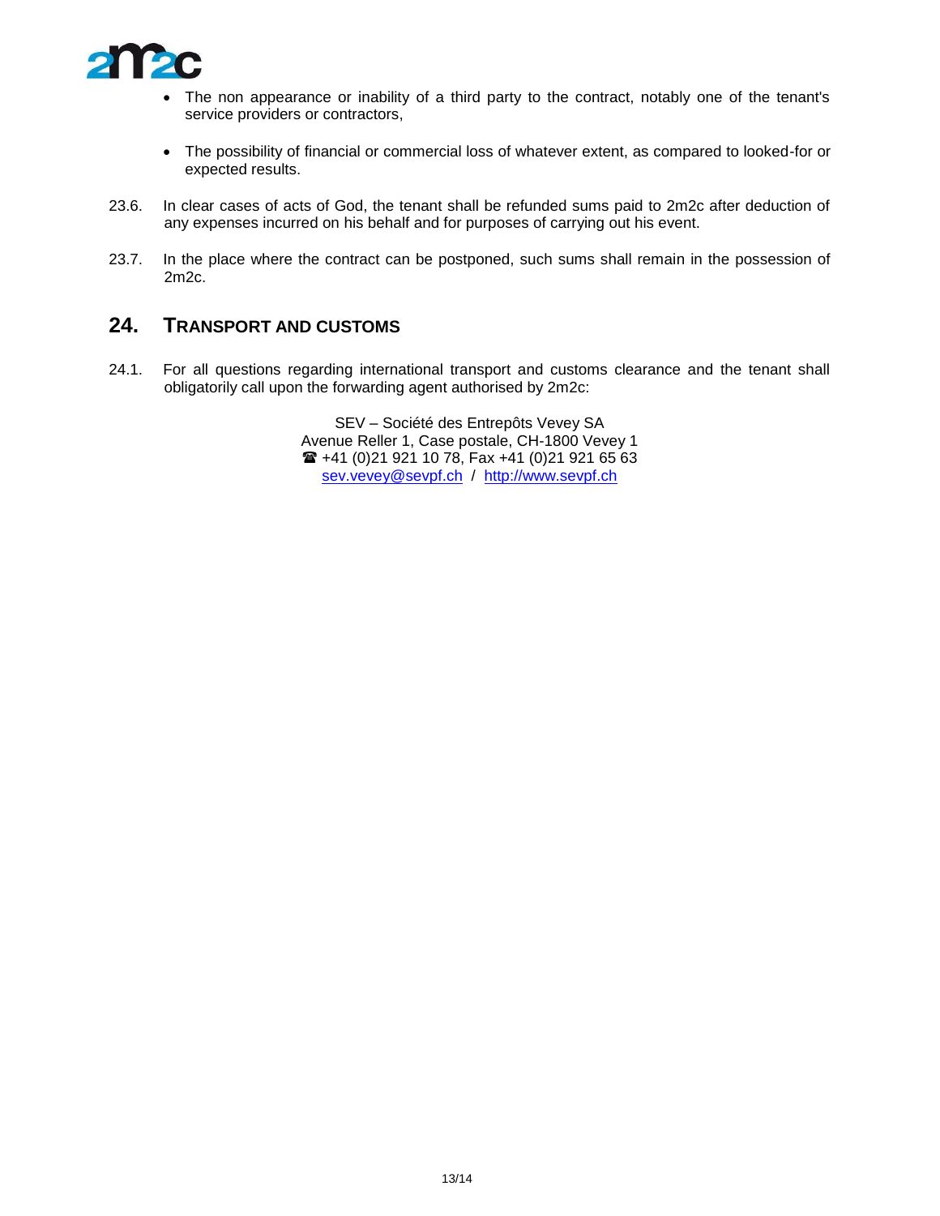- The non appearance or inability of a third party to the contract, notably one of the tenant's service providers or contractors,

- The possibility of financial or commercial loss of whatever extent, as compared to looked-for or expected results.

23.6. In clear cases of acts of God, the tenant shall be refunded sums paid to 2m2c after deduction of any expenses incurred on his behalf and for purposes of carrying out his event.

23.7. In the place where the contract can be postponed, such sums shall remain in the possession of 2m2c.

## 24. TRANSPORT AND CUSTOMS

24.1. For all questions regarding international transport and customs clearance and the tenant shall obligatorily call upon the forwarding agent authorised by 2m2c:

SEV – Société des Entrepôts Vevey SA
Avenue Reller 1, Case postale, CH-1800 Vevey 1
☎ +41 (0)21 921 10 78, Fax +41 (0)21 921 65 63
sev.vevey@sevpf.ch / http://www.sevpf.ch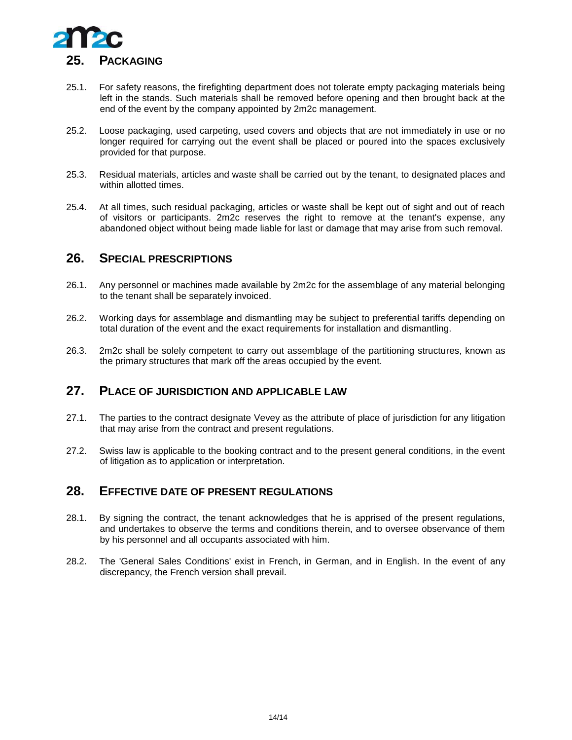## 25. PACKAGING

25.1. For safety reasons, the firefighting department does not tolerate empty packaging materials being left in the stands. Such materials shall be removed before opening and then brought back at the end of the event by the company appointed by 2m2c management.

25.2. Loose packaging, used carpeting, used covers and objects that are not immediately in use or no longer required for carrying out the event shall be placed or poured into the spaces exclusively provided for that purpose.

25.3. Residual materials, articles and waste shall be carried out by the tenant, to designated places and within allotted times.

25.4. At all times, such residual packaging, articles or waste shall be kept out of sight and out of reach of visitors or participants. 2m2c reserves the right to remove at the tenant's expense, any abandoned object without being made liable for last or damage that may arise from such removal.

## 26. SPECIAL PRESCRIPTIONS

26.1. Any personnel or machines made available by 2m2c for the assemblage of any material belonging to the tenant shall be separately invoiced.

26.2. Working days for assemblage and dismantling may be subject to preferential tariffs depending on total duration of the event and the exact requirements for installation and dismantling.

26.3. 2m2c shall be solely competent to carry out assemblage of the partitioning structures, known as the primary structures that mark off the areas occupied by the event.

## 27. PLACE OF JURISDICTION AND APPLICABLE LAW

27.1. The parties to the contract designate Vevey as the attribute of place of jurisdiction for any litigation that may arise from the contract and present regulations.

27.2. Swiss law is applicable to the booking contract and to the present general conditions, in the event of litigation as to application or interpretation.

## 28. EFFECTIVE DATE OF PRESENT REGULATIONS

28.1. By signing the contract, the tenant acknowledges that he is apprised of the present regulations, and undertakes to observe the terms and conditions therein, and to oversee observance of them by his personnel and all occupants associated with him.

28.2. The 'General Sales Conditions' exist in French, in German, and in English. In the event of any discrepancy, the French version shall prevail.